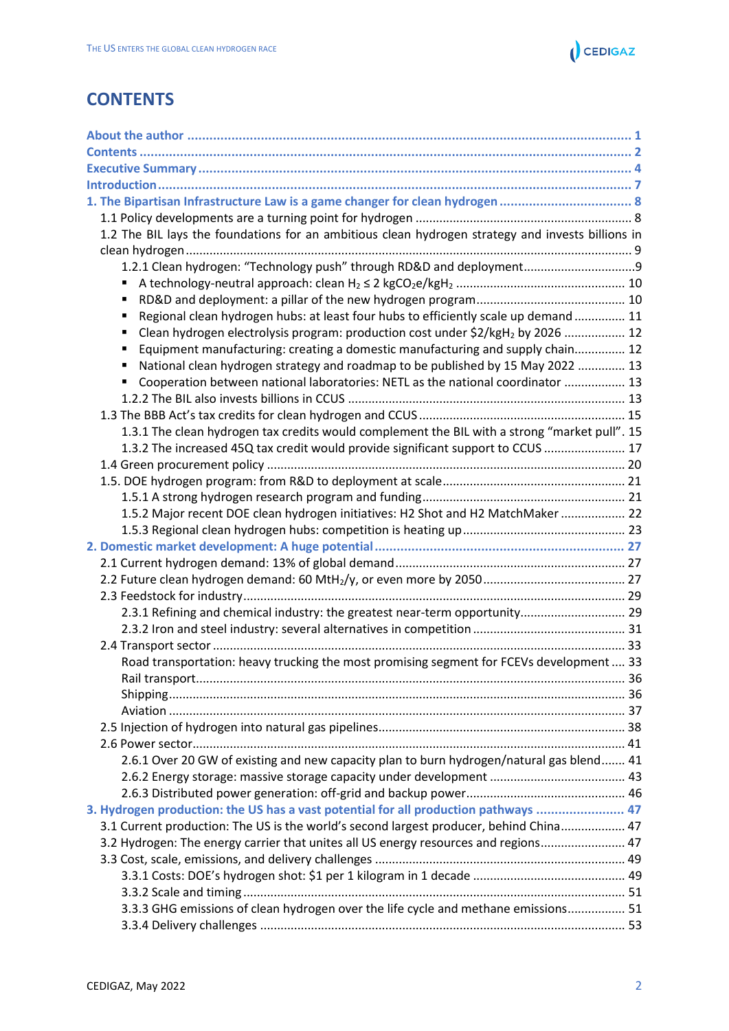# CONTENTS

- About the author ........................................................................................................... 1
- Contents ......................................................................................................................... 2
- Executive Summary ........................................................................................................ 4
- Introduction .................................................................................................................... 7
- 1. The Bipartisan Infrastructure Law is a game changer for clean hydrogen ..................... 8
  - 1.1 Policy developments are a turning point for hydrogen ............................................... 8
  - 1.2 The BIL lays the foundations for an ambitious clean hydrogen strategy and invests billions in clean hydrogen .................................................................................................... 9
    - 1.2.1 Clean hydrogen: "Technology push" through RD&D and deployment ...................... 9
      - A technology-neutral approach: clean $H_2 \leq 2\ kgCO_2e/kgH_2$ ................................ 10
      - RD&D and deployment: a pillar of the new hydrogen program ................................. 10
      - Regional clean hydrogen hubs: at least four hubs to efficiently scale up demand ......... 11
      - Clean hydrogen electrolysis program: production cost under $2/kgH_2$ by 2026 ........ 12
      - Equipment manufacturing: creating a domestic manufacturing and supply chain ......... 12
      - National clean hydrogen strategy and roadmap to be published by 15 May 2022 ........ 13
      - Cooperation between national laboratories: NETL as the national coordinator ........... 13
    - 1.2.2 The BIL also invests billions in CCUS ............................................................... 13
  - 1.3 The BBB Act's tax credits for clean hydrogen and CCUS .............................................. 15
    - 1.3.1 The clean hydrogen tax credits would complement the BIL with a strong "market pull". 15
    - 1.3.2 The increased 45Q tax credit would provide significant support to CCUS ................ 17
  - 1.4 Green procurement policy ......................................................................................... 20
  - 1.5. DOE hydrogen program: from R&D to deployment at scale ........................................ 21
    - 1.5.1 A strong hydrogen research program and funding ................................................ 21
    - 1.5.2 Major recent DOE clean hydrogen initiatives: H2 Shot and H2 MatchMaker ............. 22
    - 1.5.3 Regional clean hydrogen hubs: competition is heating up ...................................... 23
- 2. Domestic market development: A huge potential ........................................................ 27
  - 2.1 Current hydrogen demand: 13% of global demand ...................................................... 27
  - 2.2 Future clean hydrogen demand: 60 $MtH_2/y$, or even more by 2050 ........................... 27
  - 2.3 Feedstock for industry ............................................................................................... 29
    - 2.3.1 Refining and chemical industry: the greatest near-term opportunity ......................... 29
    - 2.3.2 Iron and steel industry: several alternatives in competition ..................................... 31
  - 2.4 Transport sector ........................................................................................................ 33
    - Road transportation: heavy trucking the most promising segment for FCEVs development .... 33
    - Rail transport ............................................................................................................. 36
    - Shipping ..................................................................................................................... 36
    - Aviation ...................................................................................................................... 37
  - 2.5 Injection of hydrogen into natural gas pipelines ........................................................... 38
  - 2.6 Power sector .............................................................................................................. 41
    - 2.6.1 Over 20 GW of existing and new capacity plan to burn hydrogen/natural gas blend ....... 41
    - 2.6.2 Energy storage: massive storage capacity under development ................................ 43
    - 2.6.3 Distributed power generation: off-grid and backup power ......................................... 46
- 3. Hydrogen production: the US has a vast potential for all production pathways ................ 47
  - 3.1 Current production: The US is the world's second largest producer, behind China ......... 47
  - 3.2 Hydrogen: The energy carrier that unites all US energy resources and regions ............... 47
  - 3.3 Cost, scale, emissions, and delivery challenges ........................................................... 49
    - 3.3.1 Costs: DOE's hydrogen shot: $1 per 1 kilogram in 1 decade ...................................... 49
    - 3.3.2 Scale and timing ..................................................................................................... 51
    - 3.3.3 GHG emissions of clean hydrogen over the life cycle and methane emissions ............. 51
    - 3.3.4 Delivery challenges ................................................................................................ 53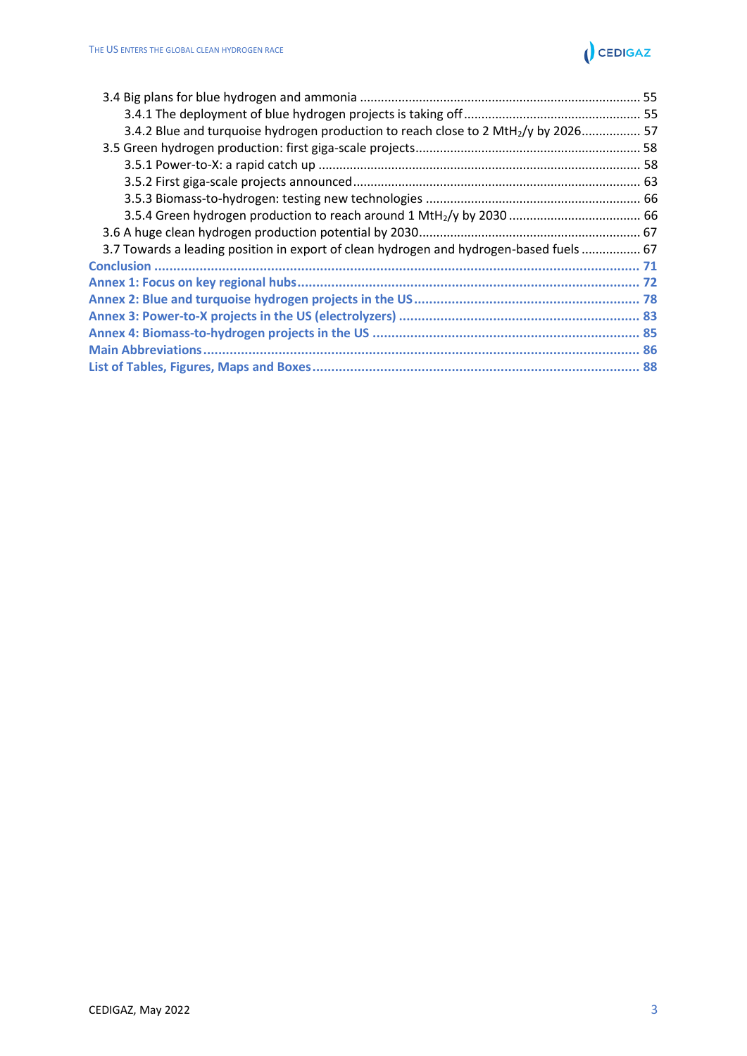3.4 Big plans for blue hydrogen and ammonia ........................................................................................ 55

3.4.1 The deployment of blue hydrogen projects is taking off ................................................ 55

3.4.2 Blue and turquoise hydrogen production to reach close to 2 $MtH_2/y$ by 2026................. 57

3.5 Green hydrogen production: first giga-scale projects.............................................................. 58

3.5.1 Power-to-X: a rapid catch up ........................................................................................... 58

3.5.2 First giga-scale projects announced.................................................................................. 63

3.5.3 Biomass-to-hydrogen: testing new technologies .............................................................. 66

3.5.4 Green hydrogen production to reach around 1 $MtH_2/y$ by 2030 ..................................... 66

3.6 A huge clean hydrogen production potential by 2030.............................................................. 67

3.7 Towards a leading position in export of clean hydrogen and hydrogen-based fuels ................. 67

**Conclusion ............................................................................................................................ 71**

**Annex 1: Focus on key regional hubs..................................................................................... 72**

**Annex 2: Blue and turquoise hydrogen projects in the US..................................................... 78**

**Annex 3: Power-to-X projects in the US (electrolyzers) ......................................................... 83**

**Annex 4: Biomass-to-hydrogen projects in the US ................................................................ 85**

**Main Abbreviations............................................................................................................... 86**

**List of Tables, Figures, Maps and Boxes................................................................................. 88**